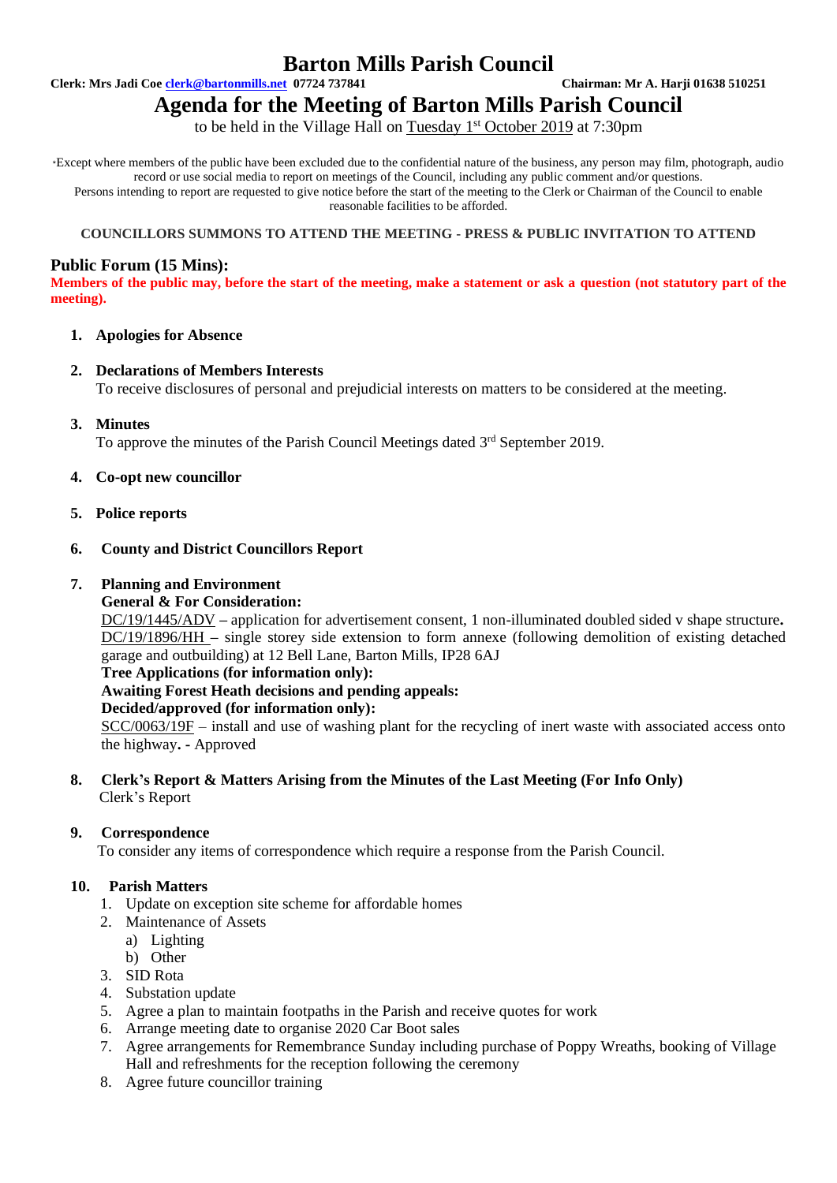# Barton Mills Parish Council

**Clerk: Mrs Jadi Coe clerk@bartonmills.net 07724 737841** **Chairman: Mr A. Harji 01638 510251**

## Agenda for the Meeting of Barton Mills Parish Council

to be held in the Village Hall on Tuesday 1st October 2019 at 7:30pm

*Except where members of the public have been excluded due to the confidential nature of the business, any person may film, photograph, audio record or use social media to report on meetings of the Council, including any public comment and/or questions.
Persons intending to report are requested to give notice before the start of the meeting to the Clerk or Chairman of the Council to enable reasonable facilities to be afforded.

**COUNCILLORS SUMMONS TO ATTEND THE MEETING - PRESS & PUBLIC INVITATION TO ATTEND**

### Public Forum (15 Mins):

**Members of the public may, before the start of the meeting, make a statement or ask a question (not statutory part of the meeting).**

1. **Apologies for Absence**

2. **Declarations of Members Interests**
   To receive disclosures of personal and prejudicial interests on matters to be considered at the meeting.

3. **Minutes**
   To approve the minutes of the Parish Council Meetings dated 3rd September 2019.

4. **Co-opt new councillor**

5. **Police reports**

6. **County and District Councillors Report**

7. **Planning and Environment**
   **General & For Consideration:**
   DC/19/1445/ADV – application for advertisement consent, 1 non-illuminated doubled sided v shape structure.
   DC/19/1896/HH – single storey side extension to form annexe (following demolition of existing detached garage and outbuilding) at 12 Bell Lane, Barton Mills, IP28 6AJ
   **Tree Applications (for information only):**
   **Awaiting Forest Heath decisions and pending appeals:**
   **Decided/approved (for information only):**
   SCC/0063/19F – install and use of washing plant for the recycling of inert waste with associated access onto the highway. - Approved

8. **Clerk's Report & Matters Arising from the Minutes of the Last Meeting (For Info Only)**
   Clerk's Report

9. **Correspondence**
   To consider any items of correspondence which require a response from the Parish Council.

10. **Parish Matters**
    1. Update on exception site scheme for affordable homes
    2. Maintenance of Assets
       a) Lighting
       b) Other
    3. SID Rota
    4. Substation update
    5. Agree a plan to maintain footpaths in the Parish and receive quotes for work
    6. Arrange meeting date to organise 2020 Car Boot sales
    7. Agree arrangements for Remembrance Sunday including purchase of Poppy Wreaths, booking of Village Hall and refreshments for the reception following the ceremony
    8. Agree future councillor training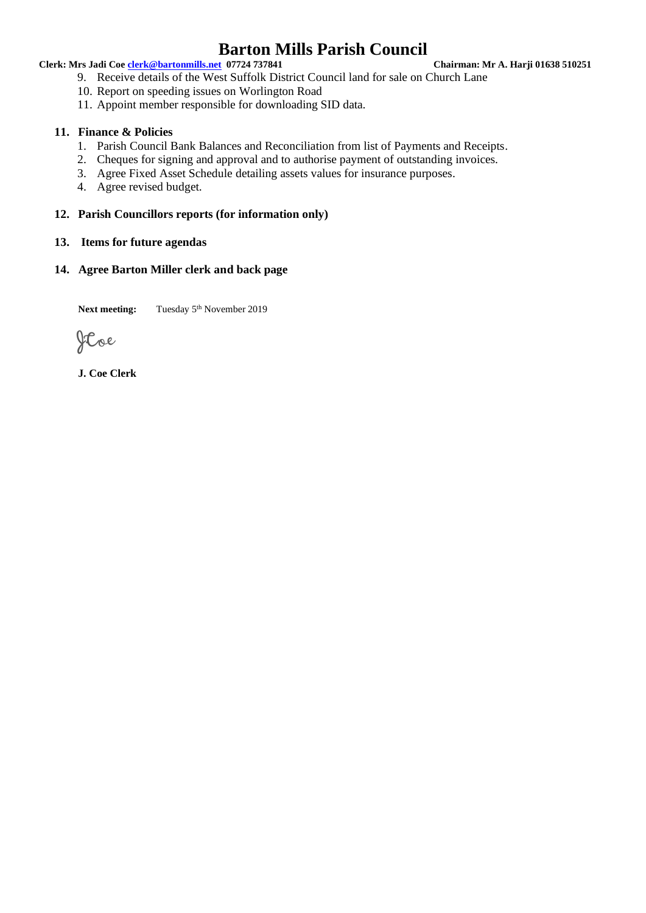9. Receive details of the West Suffolk District Council land for sale on Church Lane
10. Report on speeding issues on Worlington Road
11. Appoint member responsible for downloading SID data.

**11. Finance & Policies**

1. Parish Council Bank Balances and Reconciliation from list of Payments and Receipts.
2. Cheques for signing and approval and to authorise payment of outstanding invoices.
3. Agree Fixed Asset Schedule detailing assets values for insurance purposes.
4. Agree revised budget.

**12. Parish Councillors reports (for information only)**

**13. Items for future agendas**

**14. Agree Barton Miller clerk and back page**

**Next meeting:** Tuesday 5th November 2019

JCoe

**J. Coe Clerk**